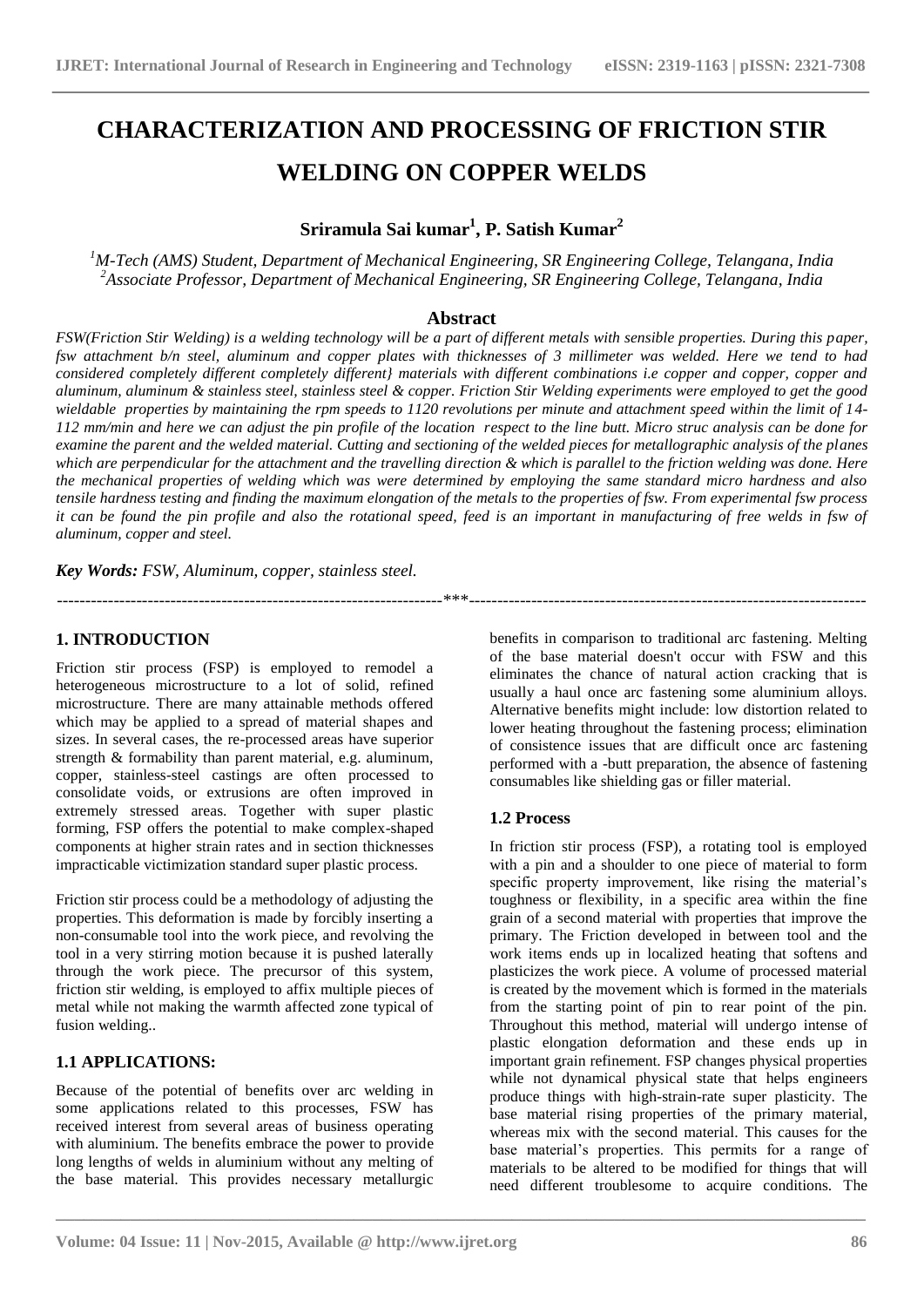# CHARACTERIZATION AND PROCESSING OF FRICTION STIR WELDING ON COPPER WELDS

**Sriramula Sai kumar[1], P. Satish Kumar[2]**

*[1]M-Tech (AMS) Student, Department of Mechanical Engineering, SR Engineering College, Telangana, India*
*[2]Associate Professor, Department of Mechanical Engineering, SR Engineering College, Telangana, India*

## Abstract

*FSW(Friction Stir Welding) is a welding technology will be a part of different metals with sensible properties. During this paper, fsw attachment b/n steel, aluminum and copper plates with thicknesses of 3 millimeter was welded. Here we tend to had considered completely different completely different} materials with different combinations i.e copper and copper, copper and aluminum, aluminum & stainless steel, stainless steel & copper. Friction Stir Welding experiments were employed to get the good wieldable properties by maintaining the rpm speeds to 1120 revolutions per minute and attachment speed within the limit of 14-112 mm/min and here we can adjust the pin profile of the location respect to the line butt. Micro struc analysis can be done for examine the parent and the welded material. Cutting and sectioning of the welded pieces for metallographic analysis of the planes which are perpendicular for the attachment and the travelling direction & which is parallel to the friction welding was done. Here the mechanical properties of welding which was were determined by employing the same standard micro hardness and also tensile hardness testing and finding the maximum elongation of the metals to the properties of fsw. From experimental fsw process it can be found the pin profile and also the rotational speed, feed is an important in manufacturing of free welds in fsw of aluminum, copper and steel.*

***Key Words:** FSW, Aluminum, copper, stainless steel.*

---

## 1. INTRODUCTION

Friction stir process (FSP) is employed to remodel a heterogeneous microstructure to a lot of solid, refined microstructure. There are many attainable methods offered which may be applied to a spread of material shapes and sizes. In several cases, the re-processed areas have superior strength & formability than parent material, e.g. aluminum, copper, stainless-steel castings are often processed to consolidate voids, or extrusions are often improved in extremely stressed areas. Together with super plastic forming, FSP offers the potential to make complex-shaped components at higher strain rates and in section thicknesses impracticable victimization standard super plastic process.

Friction stir process could be a methodology of adjusting the properties. This deformation is made by forcibly inserting a non-consumable tool into the work piece, and revolving the tool in a very stirring motion because it is pushed laterally through the work piece. The precursor of this system, friction stir welding, is employed to affix multiple pieces of metal while not making the warmth affected zone typical of fusion welding..

### 1.1 APPLICATIONS:

Because of the potential of benefits over arc welding in some applications related to this processes, FSW has received interest from several areas of business operating with aluminium. The benefits embrace the power to provide long lengths of welds in aluminium without any melting of the base material. This provides necessary metallurgic benefits in comparison to traditional arc fastening. Melting of the base material doesn't occur with FSW and this eliminates the chance of natural action cracking that is usually a haul once arc fastening some aluminium alloys. Alternative benefits might include: low distortion related to lower heating throughout the fastening process; elimination of consistence issues that are difficult once arc fastening performed with a -butt preparation, the absence of fastening consumables like shielding gas or filler material.

### 1.2 Process

In friction stir process (FSP), a rotating tool is employed with a pin and a shoulder to one piece of material to form specific property improvement, like rising the material's toughness or flexibility, in a specific area within the fine grain of a second material with properties that improve the primary. The Friction developed in between tool and the work items ends up in localized heating that softens and plasticizes the work piece. A volume of processed material is created by the movement which is formed in the materials from the starting point of pin to rear point of the pin. Throughout this method, material will undergo intense of plastic elongation deformation and these ends up in important grain refinement. FSP changes physical properties while not dynamical physical state that helps engineers produce things with high-strain-rate super plasticity. The base material rising properties of the primary material, whereas mix with the second material. This causes for the base material's properties. This permits for a range of materials to be altered to be modified for things that will need different troublesome to acquire conditions. The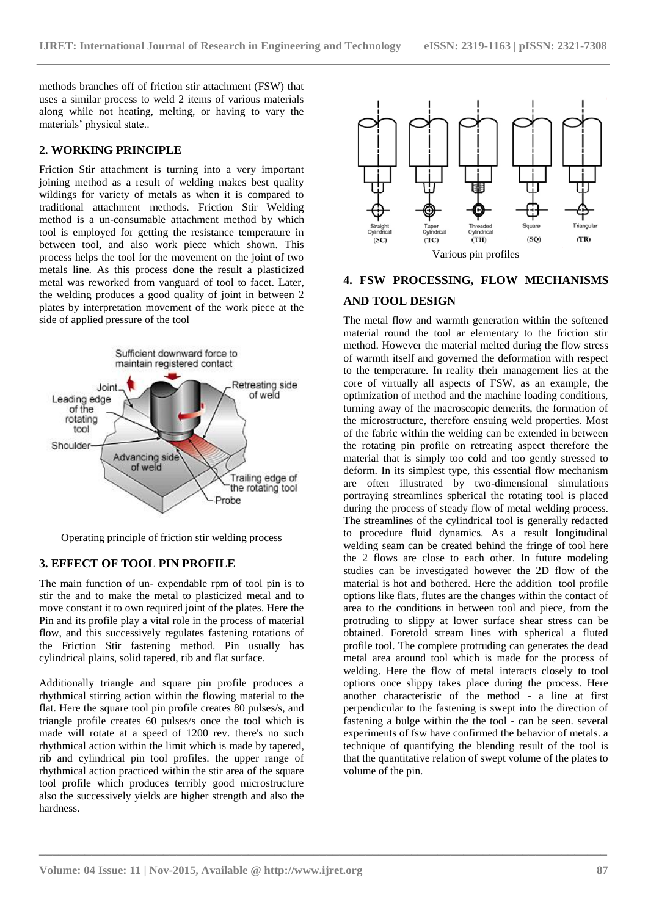methods branches off of friction stir attachment (FSW) that uses a similar process to weld 2 items of various materials along while not heating, melting, or having to vary the materials' physical state..

## 2. WORKING PRINCIPLE

Friction Stir attachment is turning into a very important joining method as a result of welding makes best quality wildings for variety of metals as when it is compared to traditional attachment methods. Friction Stir Welding method is a un-consumable attachment method by which tool is employed for getting the resistance temperature in between tool, and also work piece which shown. This process helps the tool for the movement on the joint of two metals line. As this process done the result a plasticized metal was reworked from vanguard of tool to facet. Later, the welding produces a good quality of joint in between 2 plates by interpretation movement of the work piece at the side of applied pressure of the tool

Operating principle of friction stir welding process

## 3. EFFECT OF TOOL PIN PROFILE

The main function of un- expendable rpm of tool pin is to stir the and to make the metal to plasticized metal and to move constant it to own required joint of the plates. Here the Pin and its profile play a vital role in the process of material flow, and this successively regulates fastening rotations of the Friction Stir fastening method. Pin usually has cylindrical plains, solid tapered, rib and flat surface.

Additionally triangle and square pin profile produces a rhythmical stirring action within the flowing material to the flat. Here the square tool pin profile creates 80 pulses/s, and triangle profile creates 60 pulses/s once the tool which is made will rotate at a speed of 1200 rev. there's no such rhythmical action within the limit which is made by tapered, rib and cylindrical pin tool profiles. the upper range of rhythmical action practiced within the stir area of the square tool profile which produces terribly good microstructure also the successively yields are higher strength and also the hardness.

Various pin profiles

## 4. FSW PROCESSING, FLOW MECHANISMS AND TOOL DESIGN

The metal flow and warmth generation within the softened material round the tool ar elementary to the friction stir method. However the material melted during the flow stress of warmth itself and governed the deformation with respect to the temperature. In reality their management lies at the core of virtually all aspects of FSW, as an example, the optimization of method and the machine loading conditions, turning away of the macroscopic demerits, the formation of the microstructure, therefore ensuing weld properties. Most of the fabric within the welding can be extended in between the rotating pin profile on retreating aspect therefore the material that is simply too cold and too gently stressed to deform. In its simplest type, this essential flow mechanism are often illustrated by two-dimensional simulations portraying streamlines spherical the rotating tool is placed during the process of steady flow of metal welding process. The streamlines of the cylindrical tool is generally redacted to procedure fluid dynamics. As a result longitudinal welding seam can be created behind the fringe of tool here the 2 flows are close to each other. In future modeling studies can be investigated however the 2D flow of the material is hot and bothered. Here the addition tool profile options like flats, flutes are the changes within the contact of area to the conditions in between tool and piece, from the protruding to slippy at lower surface shear stress can be obtained. Foretold stream lines with spherical a fluted profile tool. The complete protruding can generates the dead metal area around tool which is made for the process of welding. Here the flow of metal interacts closely to tool options once slippy takes place during the process. Here another characteristic of the method - a line at first perpendicular to the fastening is swept into the direction of fastening a bulge within the the tool - can be seen. several experiments of fsw have confirmed the behavior of metals. a technique of quantifying the blending result of the tool is that the quantitative relation of swept volume of the plates to volume of the pin.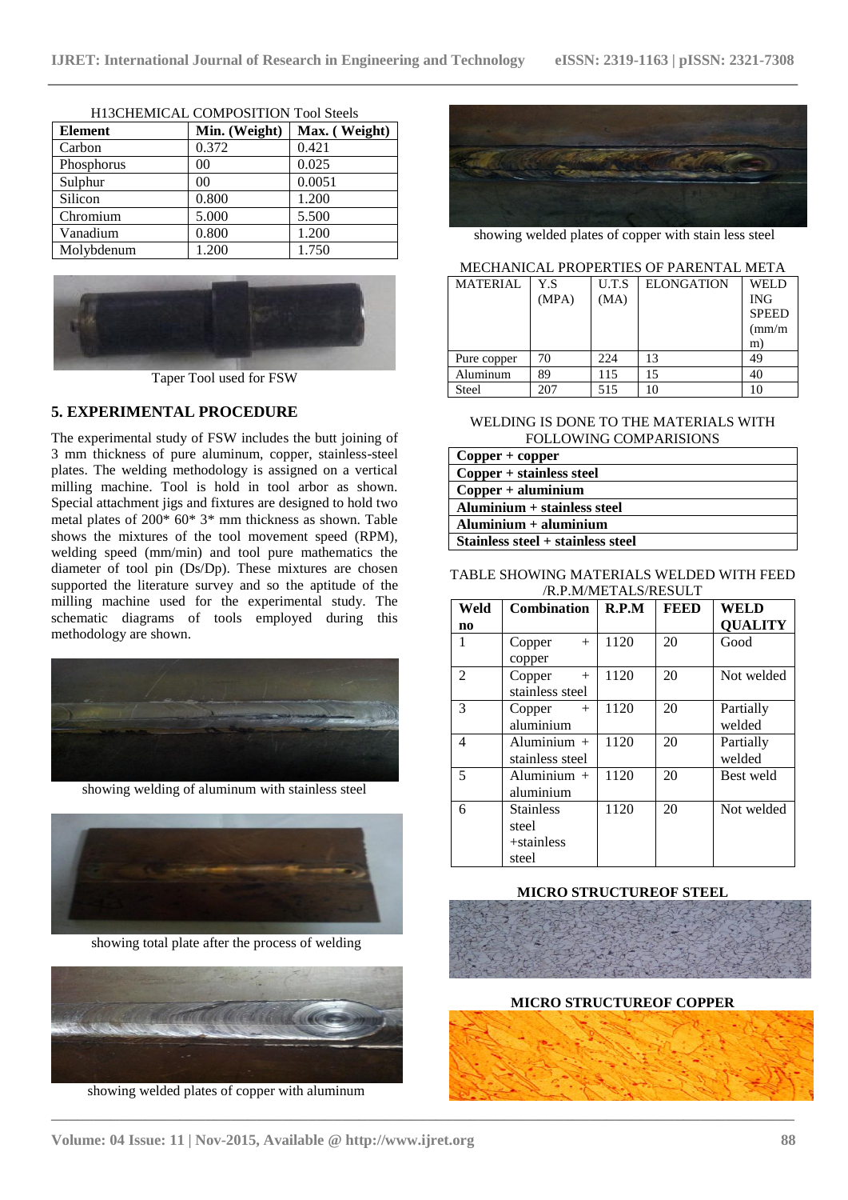H13CHEMICAL COMPOSITION Tool Steels

| Element | Min. (Weight) | Max. ( Weight) |
|---|---|---|
| Carbon | 0.372 | 0.421 |
| Phosphorus | 00 | 0.025 |
| Sulphur | 00 | 0.0051 |
| Silicon | 0.800 | 1.200 |
| Chromium | 5.000 | 5.500 |
| Vanadium | 0.800 | 1.200 |
| Molybdenum | 1.200 | 1.750 |

Taper Tool used for FSW

## 5. EXPERIMENTAL PROCEDURE

The experimental study of FSW includes the butt joining of 3 mm thickness of pure aluminum, copper, stainless-steel plates. The welding methodology is assigned on a vertical milling machine. Tool is hold in tool arbor as shown. Special attachment jigs and fixtures are designed to hold two metal plates of 200* 60* 3* mm thickness as shown. Table shows the mixtures of the tool movement speed (RPM), welding speed (mm/min) and tool pure mathematics the diameter of tool pin (Ds/Dp). These mixtures are chosen supported the literature survey and so the aptitude of the milling machine used for the experimental study. The schematic diagrams of tools employed during this methodology are shown.

showing welding of aluminum with stainless steel

showing total plate after the process of welding

showing welded plates of copper with aluminum

showing welded plates of copper with stain less steel

MECHANICAL PROPERTIES OF PARENTAL META

| MATERIAL | Y.S (MPA) | U.T.S (MA) | ELONGATION | WELDING SPEED (mm/m m) |
|---|---|---|---|---|
| Pure copper | 70 | 224 | 13 | 49 |
| Aluminum | 89 | 115 | 15 | 40 |
| Steel | 207 | 515 | 10 | 10 |

WELDING IS DONE TO THE MATERIALS WITH FOLLOWING COMPARISIONS

| **Copper + copper** |
|---|
| **Copper + stainless steel** |
| **Copper + aluminium** |
| **Aluminium + stainless steel** |
| **Aluminium + aluminium** |
| **Stainless steel + stainless steel** |

TABLE SHOWING MATERIALS WELDED WITH FEED /R.P.M/METALS/RESULT

| Weld no | Combination | R.P.M | FEED | WELD QUALITY |
|---|---|---|---|---|
| 1 | Copper + copper | 1120 | 20 | Good |
| 2 | Copper + stainless steel | 1120 | 20 | Not welded |
| 3 | Copper + aluminium | 1120 | 20 | Partially welded |
| 4 | Aluminium + stainless steel | 1120 | 20 | Partially welded |
| 5 | Aluminium + aluminium | 1120 | 20 | Best weld |
| 6 | Stainless steel +stainless steel | 1120 | 20 | Not welded |

**MICRO STRUCTUREOF STEEL**

**MICRO STRUCTUREOF COPPER**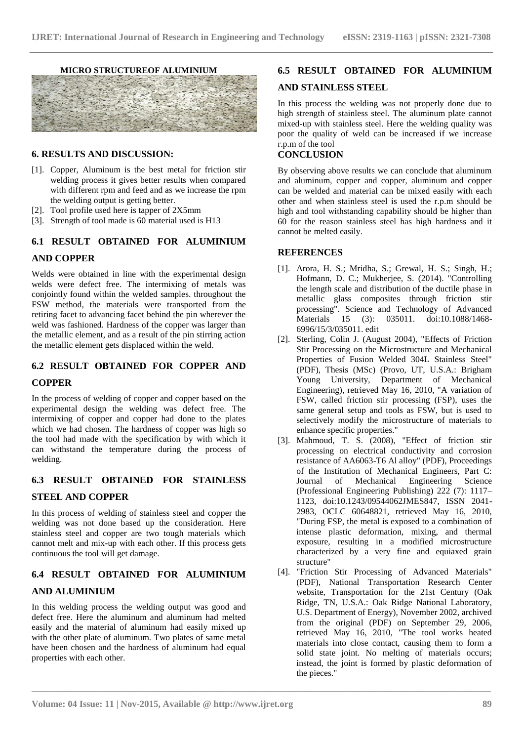**MICRO STRUCTUREOF ALUMINIUM**

## 6. RESULTS AND DISCUSSION:

[1]. Copper, Aluminum is the best metal for friction stir welding process it gives better results when compared with different rpm and feed and as we increase the rpm the welding output is getting better.

[2]. Tool profile used here is tapper of 2X5mm

[3]. Strength of tool made is 60 material used is H13

### 6.1 RESULT OBTAINED FOR ALUMINIUM AND COPPER

Welds were obtained in line with the experimental design welds were defect free. The intermixing of metals was conjointly found within the welded samples. throughout the FSW method, the materials were transported from the retiring facet to advancing facet behind the pin wherever the weld was fashioned. Hardness of the copper was larger than the metallic element, and as a result of the pin stirring action the metallic element gets displaced within the weld.

### 6.2 RESULT OBTAINED FOR COPPER AND COPPER

In the process of welding of copper and copper based on the experimental design the welding was defect free. The intermixing of copper and copper had done to the plates which we had chosen. The hardness of copper was high so the tool had made with the specification by with which it can withstand the temperature during the process of welding.

### 6.3 RESULT OBTAINED FOR STAINLESS STEEL AND COPPER

In this process of welding of stainless steel and copper the welding was not done based up the consideration. Here stainless steel and copper are two tough materials which cannot melt and mix-up with each other. If this process gets continuous the tool will get damage.

### 6.4 RESULT OBTAINED FOR ALUMINIUM AND ALUMINIUM

In this welding process the welding output was good and defect free. Here the aluminum and aluminum had melted easily and the material of aluminum had easily mixed up with the other plate of aluminum. Two plates of same metal have been chosen and the hardness of aluminum had equal properties with each other.

### 6.5 RESULT OBTAINED FOR ALUMINIUM AND STAINLESS STEEL

In this process the welding was not properly done due to high strength of stainless steel. The aluminum plate cannot mixed-up with stainless steel. Here the welding quality was poor the quality of weld can be increased if we increase r.p.m of the tool

## CONCLUSION

By observing above results we can conclude that aluminum and aluminum, copper and copper, aluminum and copper can be welded and material can be mixed easily with each other and when stainless steel is used the r.p.m should be high and tool withstanding capability should be higher than 60 for the reason stainless steel has high hardness and it cannot be melted easily.

## REFERENCES

[1]. Arora, H. S.; Mridha, S.; Grewal, H. S.; Singh, H.; Hofmann, D. C.; Mukherjee, S. (2014). "Controlling the length scale and distribution of the ductile phase in metallic glass composites through friction stir processing". Science and Technology of Advanced Materials 15 (3): 035011. doi:10.1088/1468-6996/15/3/035011. edit

[2]. Sterling, Colin J. (August 2004), "Effects of Friction Stir Processing on the Microstructure and Mechanical Properties of Fusion Welded 304L Stainless Steel" (PDF), Thesis (MSc) (Provo, UT, U.S.A.: Brigham Young University, Department of Mechanical Engineering), retrieved May 16, 2010, "A variation of FSW, called friction stir processing (FSP), uses the same general setup and tools as FSW, but is used to selectively modify the microstructure of materials to enhance specific properties."

[3]. Mahmoud, T. S. (2008), "Effect of friction stir processing on electrical conductivity and corrosion resistance of AA6063-T6 Al alloy" (PDF), Proceedings of the Institution of Mechanical Engineers, Part C: Journal of Mechanical Engineering Science (Professional Engineering Publishing) 222 (7): 1117–1123, doi:10.1243/09544062JMES847, ISSN 2041-2983, OCLC 60648821, retrieved May 16, 2010, "During FSP, the metal is exposed to a combination of intense plastic deformation, mixing, and thermal exposure, resulting in a modified microstructure characterized by a very fine and equiaxed grain structure"

[4]. "Friction Stir Processing of Advanced Materials" (PDF), National Transportation Research Center website, Transportation for the 21st Century (Oak Ridge, TN, U.S.A.: Oak Ridge National Laboratory, U.S. Department of Energy), November 2002, archived from the original (PDF) on September 29, 2006, retrieved May 16, 2010, "The tool works heated materials into close contact, causing them to form a solid state joint. No melting of materials occurs; instead, the joint is formed by plastic deformation of the pieces."